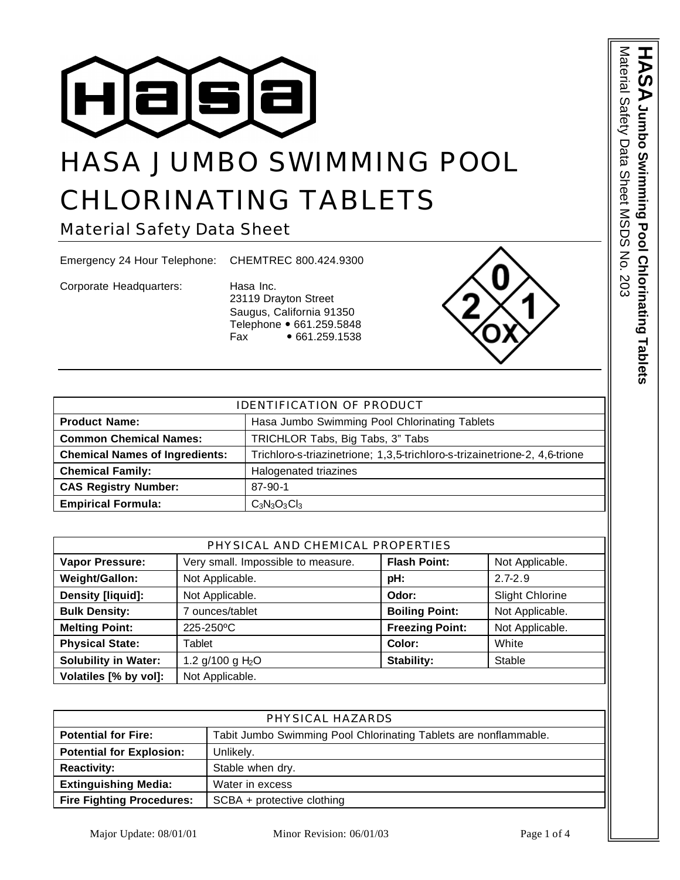# HASA JUMBO SWIMMING POOL CHLORINATING TABLETS

## Material Safety Data Sheet

Emergency 24 Hour Telephone: CHEMTREC 800.424.9300

Corporate Headquarters: Hasa Inc.
23119 Drayton Street
Saugus, California 91350
Telephone • 661.259.5848
Fax • 661.259.1538

| IDENTIFICATION OF PRODUCT | |
|---|---|
| **Product Name:** | Hasa Jumbo Swimming Pool Chlorinating Tablets |
| **Common Chemical Names:** | TRICHLOR Tabs, Big Tabs, 3" Tabs |
| **Chemical Names of Ingredients:** | Trichloro-s-triazinetrione; 1,3,5-trichloro-s-trizainetrione-2, 4,6-trione |
| **Chemical Family:** | Halogenated triazines |
| **CAS Registry Number:** | 87-90-1 |
| **Empirical Formula:** | $C_3N_3O_3Cl_3$ |

| PHYSICAL AND CHEMICAL PROPERTIES | | | |
|---|---|---|---|
| **Vapor Pressure:** | Very small. Impossible to measure. | **Flash Point:** | Not Applicable. |
| **Weight/Gallon:** | Not Applicable. | **pH:** | 2.7-2.9 |
| **Density [liquid]:** | Not Applicable. | **Odor:** | Slight Chlorine |
| **Bulk Density:** | 7 ounces/tablet | **Boiling Point:** | Not Applicable. |
| **Melting Point:** | 225-250ºC | **Freezing Point:** | Not Applicable. |
| **Physical State:** | Tablet | **Color:** | White |
| **Solubility in Water:** | 1.2 g/100 g $H_2O$ | **Stability:** | Stable |
| **Volatiles [% by vol]:** | Not Applicable. | | |

| PHYSICAL HAZARDS | |
|---|---|
| **Potential for Fire:** | Tabit Jumbo Swimming Pool Chlorinating Tablets are nonflammable. |
| **Potential for Explosion:** | Unlikely. |
| **Reactivity:** | Stable when dry. |
| **Extinguishing Media:** | Water in excess |
| **Fire Fighting Procedures:** | SCBA + protective clothing |

Major Update: 08/01/01 Minor Revision: 06/01/03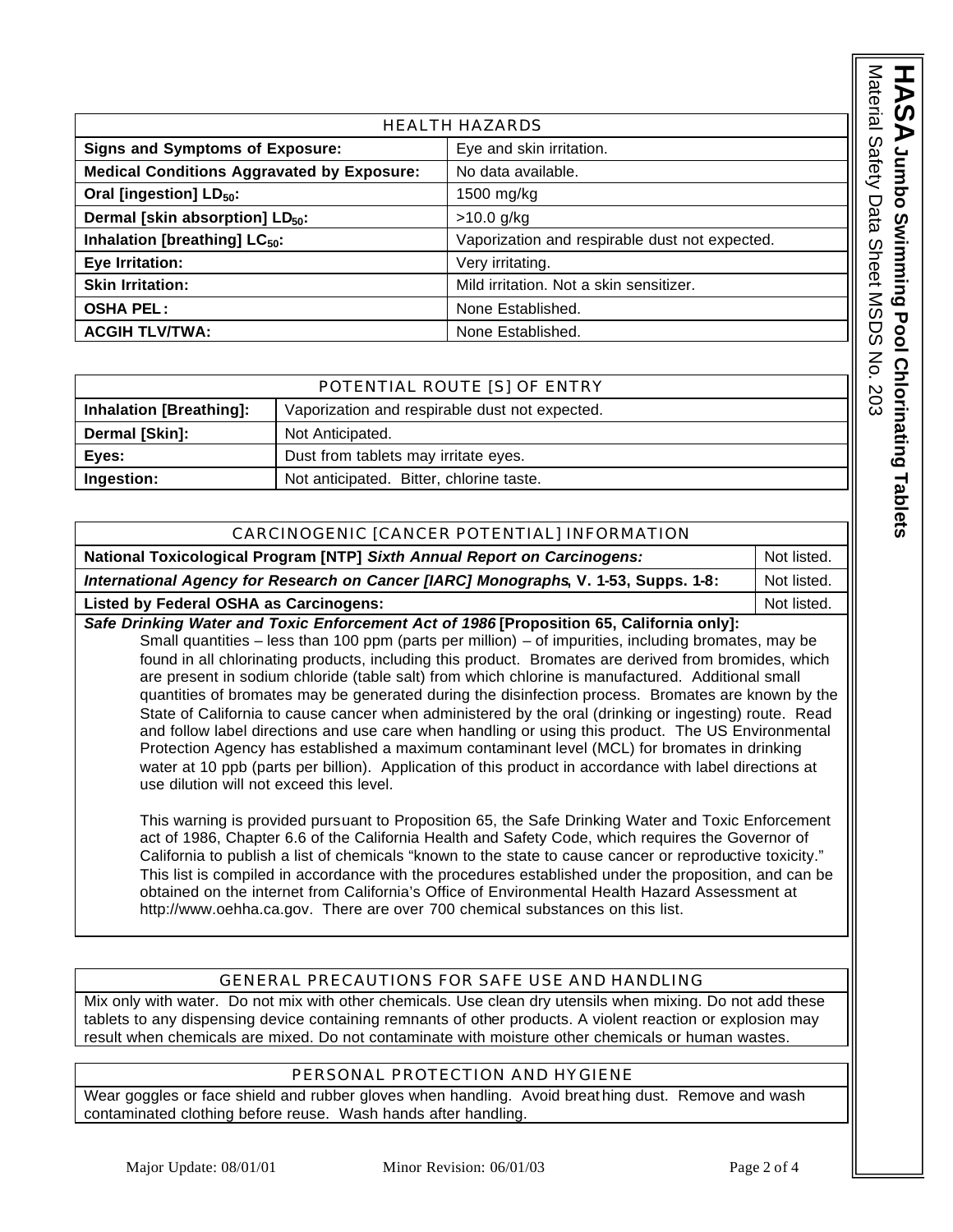| HEALTH HAZARDS | |
|---|---|
| **Signs and Symptoms of Exposure:** | Eye and skin irritation. |
| **Medical Conditions Aggravated by Exposure:** | No data available. |
| **Oral [ingestion] $LD_{50}$:** | 1500 mg/kg |
| **Dermal [skin absorption] $LD_{50}$:** | >10.0 g/kg |
| **Inhalation [breathing] $LC_{50}$:** | Vaporization and respirable dust not expected. |
| **Eye Irritation:** | Very irritating. |
| **Skin Irritation:** | Mild irritation. Not a skin sensitizer. |
| **OSHA PEL:** | None Established. |
| **ACGIH TLV/TWA:** | None Established. |

| POTENTIAL ROUTE [S] OF ENTRY | |
|---|---|
| **Inhalation [Breathing]:** | Vaporization and respirable dust not expected. |
| **Dermal [Skin]:** | Not Anticipated. |
| **Eyes:** | Dust from tablets may irritate eyes. |
| **Ingestion:** | Not anticipated. Bitter, chlorine taste. |

| CARCINOGENIC [CANCER POTENTIAL] INFORMATION | |
|---|---|
| **National Toxicological Program [NTP] *Sixth Annual Report on Carcinogens:*** | Not listed. |
| ***International Agency for Research on Cancer [IARC] Monographs*, V. 1-53, Supps. 1-8:** | Not listed. |
| **Listed by Federal OSHA as Carcinogens:** | Not listed. |

***Safe Drinking Water and Toxic Enforcement Act of 1986* [Proposition 65, California only]:**

Small quantities – less than 100 ppm (parts per million) – of impurities, including bromates, may be found in all chlorinating products, including this product. Bromates are derived from bromides, which are present in sodium chloride (table salt) from which chlorine is manufactured. Additional small quantities of bromates may be generated during the disinfection process. Bromates are known by the State of California to cause cancer when administered by the oral (drinking or ingesting) route. Read and follow label directions and use care when handling or using this product. The US Environmental Protection Agency has established a maximum contaminant level (MCL) for bromates in drinking water at 10 ppb (parts per billion). Application of this product in accordance with label directions at use dilution will not exceed this level.

This warning is provided pursuant to Proposition 65, the Safe Drinking Water and Toxic Enforcement act of 1986, Chapter 6.6 of the California Health and Safety Code, which requires the Governor of California to publish a list of chemicals "known to the state to cause cancer or reproductive toxicity." This list is compiled in accordance with the procedures established under the proposition, and can be obtained on the internet from California's Office of Environmental Health Hazard Assessment at http://www.oehha.ca.gov. There are over 700 chemical substances on this list.

## GENERAL PRECAUTIONS FOR SAFE USE AND HANDLING

Mix only with water. Do not mix with other chemicals. Use clean dry utensils when mixing. Do not add these tablets to any dispensing device containing remnants of other products. A violent reaction or explosion may result when chemicals are mixed. Do not contaminate with moisture other chemicals or human wastes.

## PERSONAL PROTECTION AND HYGIENE

Wear goggles or face shield and rubber gloves when handling. Avoid breathing dust. Remove and wash contaminated clothing before reuse. Wash hands after handling.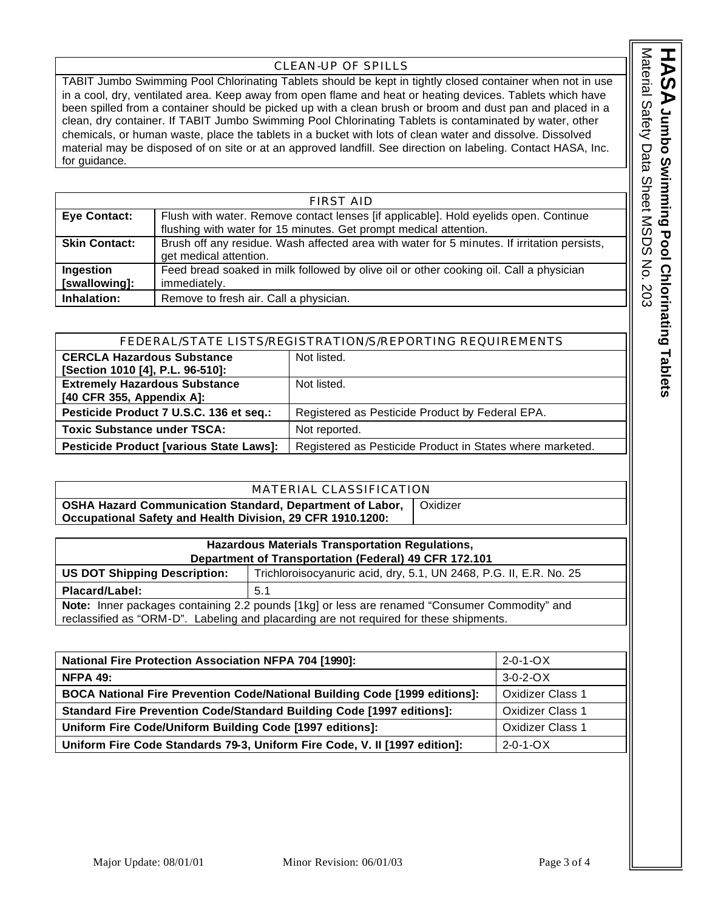## CLEAN-UP OF SPILLS

TABIT Jumbo Swimming Pool Chlorinating Tablets should be kept in tightly closed container when not in use in a cool, dry, ventilated area. Keep away from open flame and heat or heating devices. Tablets which have been spilled from a container should be picked up with a clean brush or broom and dust pan and placed in a clean, dry container. If TABIT Jumbo Swimming Pool Chlorinating Tablets is contaminated by water, other chemicals, or human waste, place the tablets in a bucket with lots of clean water and dissolve. Dissolved material may be disposed of on site or at an approved landfill. See direction on labeling. Contact HASA, Inc. for guidance.

## FIRST AID

| | |
|---|---|
| **Eye Contact:** | Flush with water. Remove contact lenses [if applicable]. Hold eyelids open. Continue flushing with water for 15 minutes. Get prompt medical attention. |
| **Skin Contact:** | Brush off any residue. Wash affected area with water for 5 minutes. If irritation persists, get medical attention. |
| **Ingestion [swallowing]:** | Feed bread soaked in milk followed by olive oil or other cooking oil. Call a physician immediately. |
| **Inhalation:** | Remove to fresh air. Call a physician. |

## FEDERAL/STATE LISTS/REGISTRATION/S/REPORTING REQUIREMENTS

| | |
|---|---|
| **CERCLA Hazardous Substance [Section 1010 [4], P.L. 96-510]:** | Not listed. |
| **Extremely Hazardous Substance [40 CFR 355, Appendix A]:** | Not listed. |
| **Pesticide Product 7 U.S.C. 136 et seq.:** | Registered as Pesticide Product by Federal EPA. |
| **Toxic Substance under TSCA:** | Not reported. |
| **Pesticide Product [various State Laws]:** | Registered as Pesticide Product in States where marketed. |

## MATERIAL CLASSIFICATION

| | |
|---|---|
| **OSHA Hazard Communication Standard, Department of Labor, Occupational Safety and Health Division, 29 CFR 1910.1200:** | Oxidizer |

### Hazardous Materials Transportation Regulations, Department of Transportation (Federal) 49 CFR 172.101

| | |
|---|---|
| **US DOT Shipping Description:** | Trichloroisocyanuric acid, dry, 5.1, UN 2468, P.G. II, E.R. No. 25 |
| **Placard/Label:** | 5.1 |

**Note:** Inner packages containing 2.2 pounds [1kg] or less are renamed "Consumer Commodity" and reclassified as "ORM-D". Labeling and placarding are not required for these shipments.

| | |
|---|---|
| **National Fire Protection Association NFPA 704 [1990]:** | 2-0-1-OX |
| **NFPA 49:** | 3-0-2-OX |
| **BOCA National Fire Prevention Code/National Building Code [1999 editions]:** | Oxidizer Class 1 |
| **Standard Fire Prevention Code/Standard Building Code [1997 editions]:** | Oxidizer Class 1 |
| **Uniform Fire Code/Uniform Building Code [1997 editions]:** | Oxidizer Class 1 |
| **Uniform Fire Code Standards 79-3, Uniform Fire Code, V. II [1997 edition]:** | 2-0-1-OX |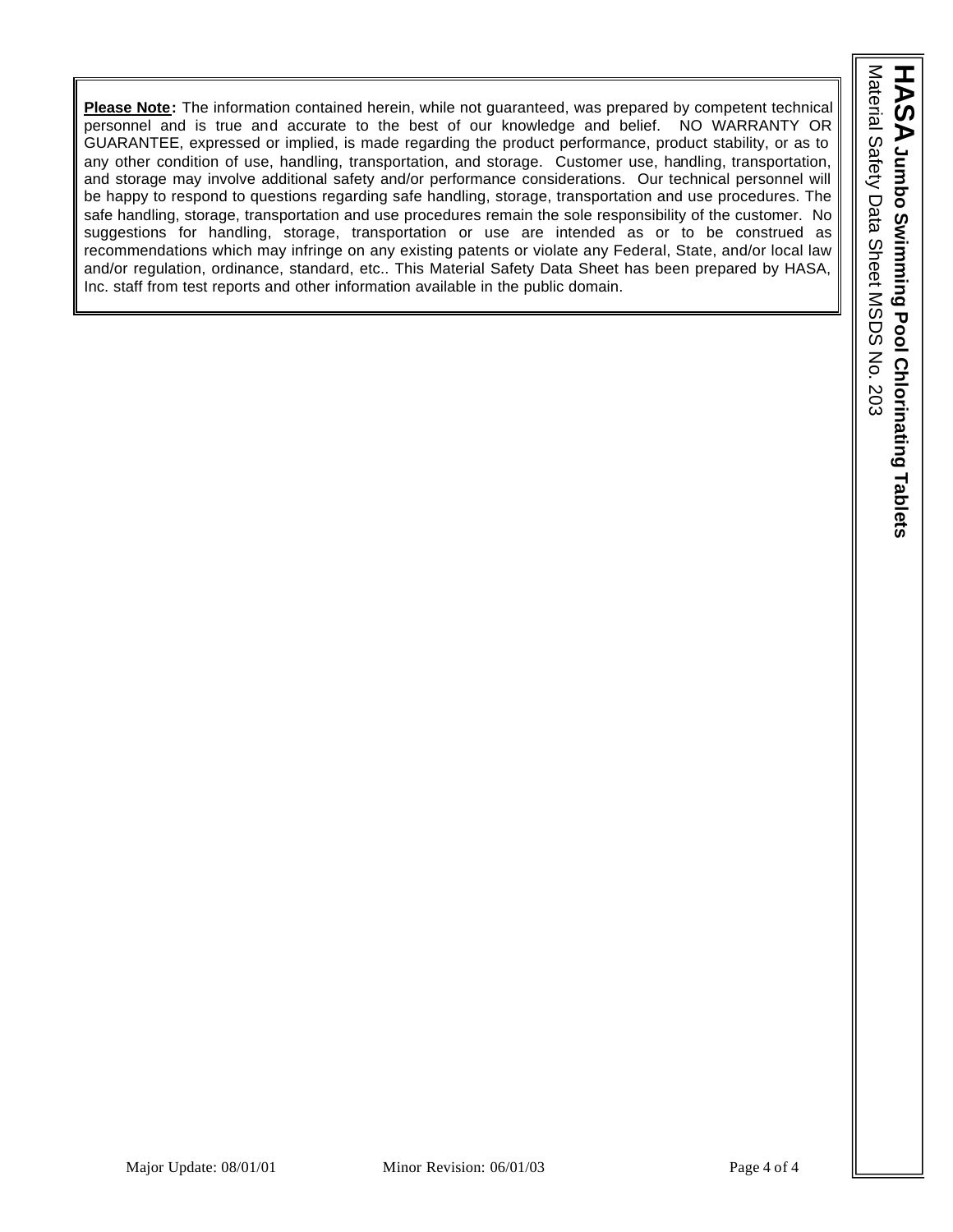**Please Note:** The information contained herein, while not guaranteed, was prepared by competent technical personnel and is true and accurate to the best of our knowledge and belief. NO WARRANTY OR GUARANTEE, expressed or implied, is made regarding the product performance, product stability, or as to any other condition of use, handling, transportation, and storage. Customer use, handling, transportation, and storage may involve additional safety and/or performance considerations. Our technical personnel will be happy to respond to questions regarding safe handling, storage, transportation and use procedures. The safe handling, storage, transportation and use procedures remain the sole responsibility of the customer. No suggestions for handling, storage, transportation or use are intended as or to be construed as recommendations which may infringe on any existing patents or violate any Federal, State, and/or local law and/or regulation, ordinance, standard, etc.. This Material Safety Data Sheet has been prepared by HASA, Inc. staff from test reports and other information available in the public domain.